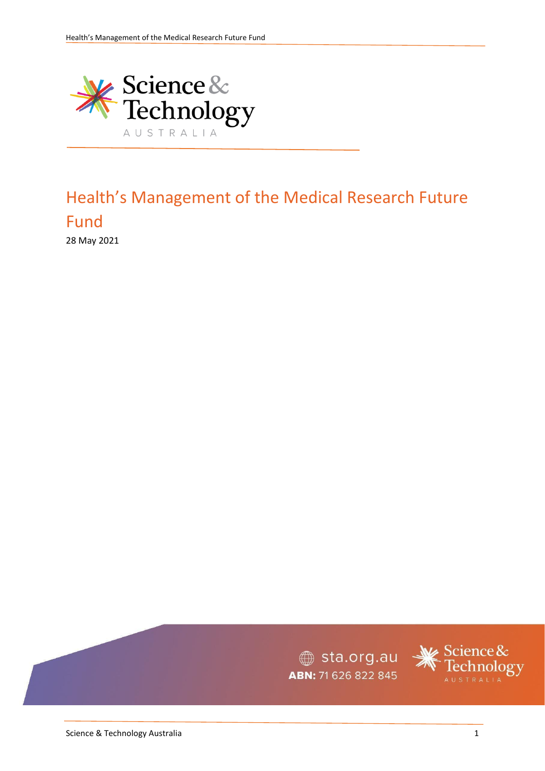# Health's Management of the Medical Research Future Fund

28 May 2021

sta.org.au
**ABN:** 71 626 822 845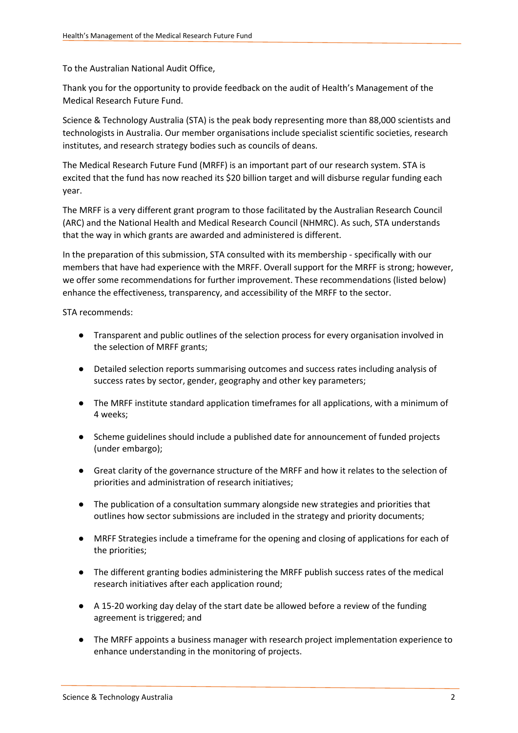To the Australian National Audit Office,

Thank you for the opportunity to provide feedback on the audit of Health's Management of the Medical Research Future Fund.

Science & Technology Australia (STA) is the peak body representing more than 88,000 scientists and technologists in Australia. Our member organisations include specialist scientific societies, research institutes, and research strategy bodies such as councils of deans.

The Medical Research Future Fund (MRFF) is an important part of our research system. STA is excited that the fund has now reached its $20 billion target and will disburse regular funding each year.

The MRFF is a very different grant program to those facilitated by the Australian Research Council (ARC) and the National Health and Medical Research Council (NHMRC). As such, STA understands that the way in which grants are awarded and administered is different.

In the preparation of this submission, STA consulted with its membership - specifically with our members that have had experience with the MRFF. Overall support for the MRFF is strong; however, we offer some recommendations for further improvement. These recommendations (listed below) enhance the effectiveness, transparency, and accessibility of the MRFF to the sector.

STA recommends:

- Transparent and public outlines of the selection process for every organisation involved in the selection of MRFF grants;
- Detailed selection reports summarising outcomes and success rates including analysis of success rates by sector, gender, geography and other key parameters;
- The MRFF institute standard application timeframes for all applications, with a minimum of 4 weeks;
- Scheme guidelines should include a published date for announcement of funded projects (under embargo);
- Great clarity of the governance structure of the MRFF and how it relates to the selection of priorities and administration of research initiatives;
- The publication of a consultation summary alongside new strategies and priorities that outlines how sector submissions are included in the strategy and priority documents;
- MRFF Strategies include a timeframe for the opening and closing of applications for each of the priorities;
- The different granting bodies administering the MRFF publish success rates of the medical research initiatives after each application round;
- A 15-20 working day delay of the start date be allowed before a review of the funding agreement is triggered; and
- The MRFF appoints a business manager with research project implementation experience to enhance understanding in the monitoring of projects.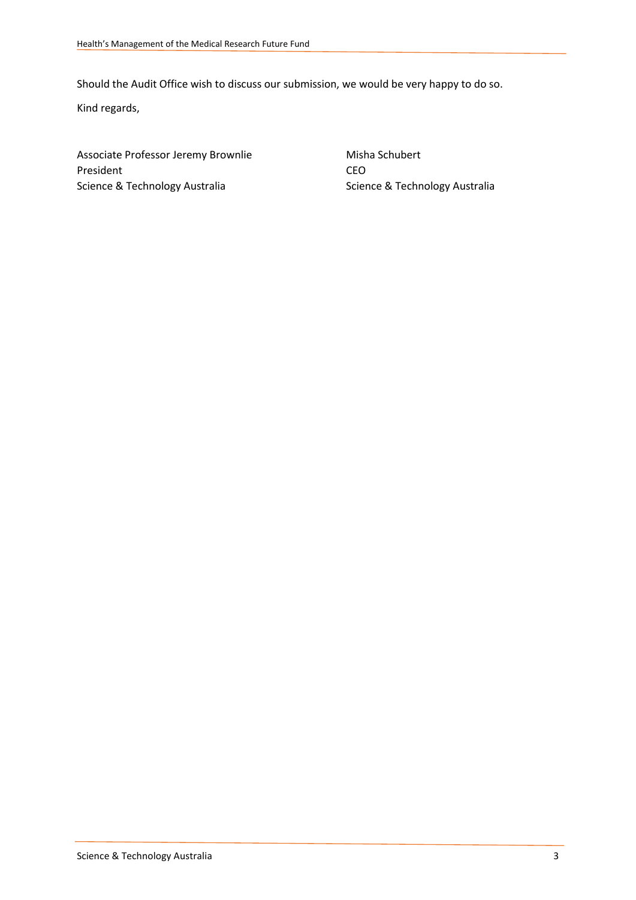Should the Audit Office wish to discuss our submission, we would be very happy to do so.

Kind regards,

Associate Professor Jeremy Brownlie
President
Science & Technology Australia

Misha Schubert
CEO
Science & Technology Australia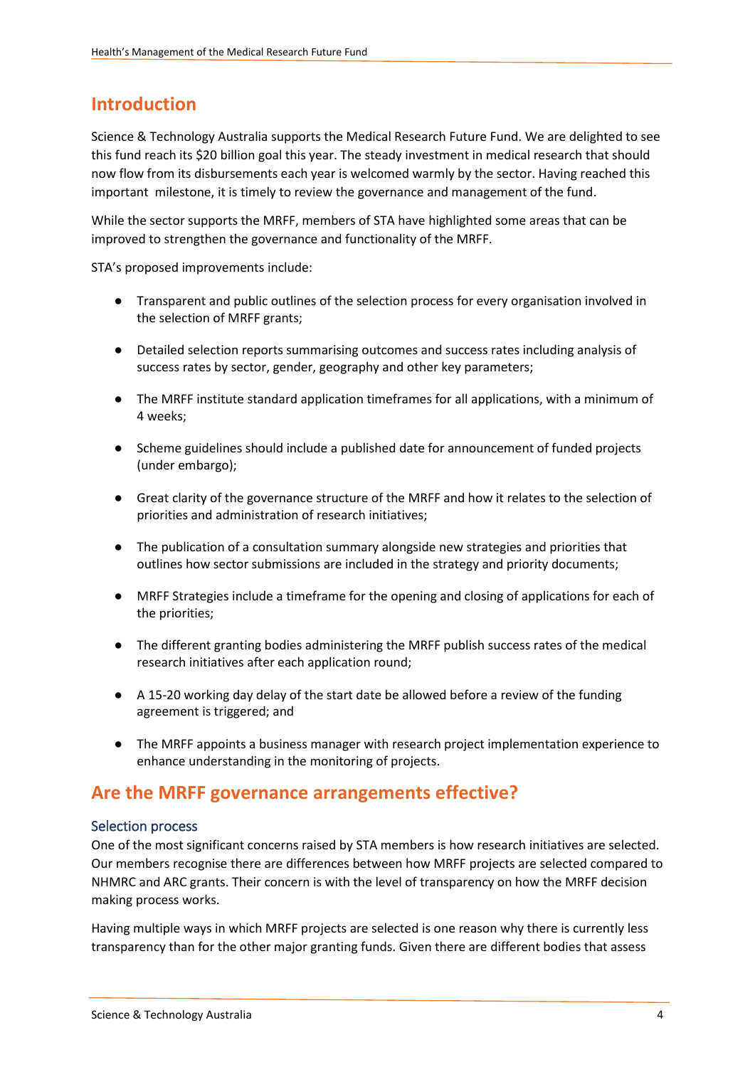## Introduction

Science & Technology Australia supports the Medical Research Future Fund. We are delighted to see this fund reach its $20 billion goal this year. The steady investment in medical research that should now flow from its disbursements each year is welcomed warmly by the sector. Having reached this important milestone, it is timely to review the governance and management of the fund.

While the sector supports the MRFF, members of STA have highlighted some areas that can be improved to strengthen the governance and functionality of the MRFF.

STA's proposed improvements include:

- Transparent and public outlines of the selection process for every organisation involved in the selection of MRFF grants;
- Detailed selection reports summarising outcomes and success rates including analysis of success rates by sector, gender, geography and other key parameters;
- The MRFF institute standard application timeframes for all applications, with a minimum of 4 weeks;
- Scheme guidelines should include a published date for announcement of funded projects (under embargo);
- Great clarity of the governance structure of the MRFF and how it relates to the selection of priorities and administration of research initiatives;
- The publication of a consultation summary alongside new strategies and priorities that outlines how sector submissions are included in the strategy and priority documents;
- MRFF Strategies include a timeframe for the opening and closing of applications for each of the priorities;
- The different granting bodies administering the MRFF publish success rates of the medical research initiatives after each application round;
- A 15-20 working day delay of the start date be allowed before a review of the funding agreement is triggered; and
- The MRFF appoints a business manager with research project implementation experience to enhance understanding in the monitoring of projects.

## Are the MRFF governance arrangements effective?

### Selection process

One of the most significant concerns raised by STA members is how research initiatives are selected. Our members recognise there are differences between how MRFF projects are selected compared to NHMRC and ARC grants. Their concern is with the level of transparency on how the MRFF decision making process works.

Having multiple ways in which MRFF projects are selected is one reason why there is currently less transparency than for the other major granting funds. Given there are different bodies that assess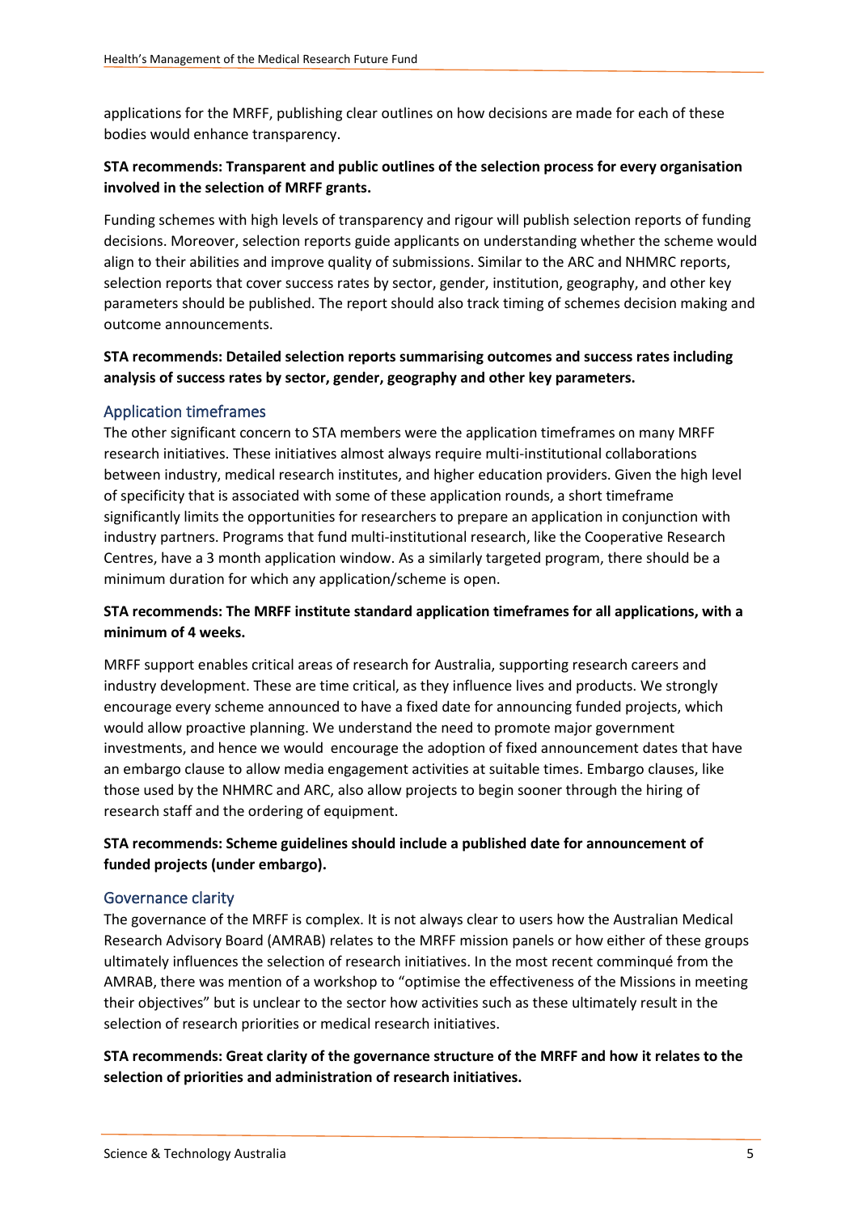applications for the MRFF, publishing clear outlines on how decisions are made for each of these bodies would enhance transparency.

**STA recommends: Transparent and public outlines of the selection process for every organisation involved in the selection of MRFF grants.**

Funding schemes with high levels of transparency and rigour will publish selection reports of funding decisions. Moreover, selection reports guide applicants on understanding whether the scheme would align to their abilities and improve quality of submissions. Similar to the ARC and NHMRC reports, selection reports that cover success rates by sector, gender, institution, geography, and other key parameters should be published. The report should also track timing of schemes decision making and outcome announcements.

**STA recommends: Detailed selection reports summarising outcomes and success rates including analysis of success rates by sector, gender, geography and other key parameters.**

## Application timeframes

The other significant concern to STA members were the application timeframes on many MRFF research initiatives. These initiatives almost always require multi-institutional collaborations between industry, medical research institutes, and higher education providers. Given the high level of specificity that is associated with some of these application rounds, a short timeframe significantly limits the opportunities for researchers to prepare an application in conjunction with industry partners. Programs that fund multi-institutional research, like the Cooperative Research Centres, have a 3 month application window. As a similarly targeted program, there should be a minimum duration for which any application/scheme is open.

**STA recommends: The MRFF institute standard application timeframes for all applications, with a minimum of 4 weeks.**

MRFF support enables critical areas of research for Australia, supporting research careers and industry development. These are time critical, as they influence lives and products. We strongly encourage every scheme announced to have a fixed date for announcing funded projects, which would allow proactive planning. We understand the need to promote major government investments, and hence we would encourage the adoption of fixed announcement dates that have an embargo clause to allow media engagement activities at suitable times. Embargo clauses, like those used by the NHMRC and ARC, also allow projects to begin sooner through the hiring of research staff and the ordering of equipment.

**STA recommends: Scheme guidelines should include a published date for announcement of funded projects (under embargo).**

## Governance clarity

The governance of the MRFF is complex. It is not always clear to users how the Australian Medical Research Advisory Board (AMRAB) relates to the MRFF mission panels or how either of these groups ultimately influences the selection of research initiatives. In the most recent comminqué from the AMRAB, there was mention of a workshop to "optimise the effectiveness of the Missions in meeting their objectives" but is unclear to the sector how activities such as these ultimately result in the selection of research priorities or medical research initiatives.

**STA recommends: Great clarity of the governance structure of the MRFF and how it relates to the selection of priorities and administration of research initiatives.**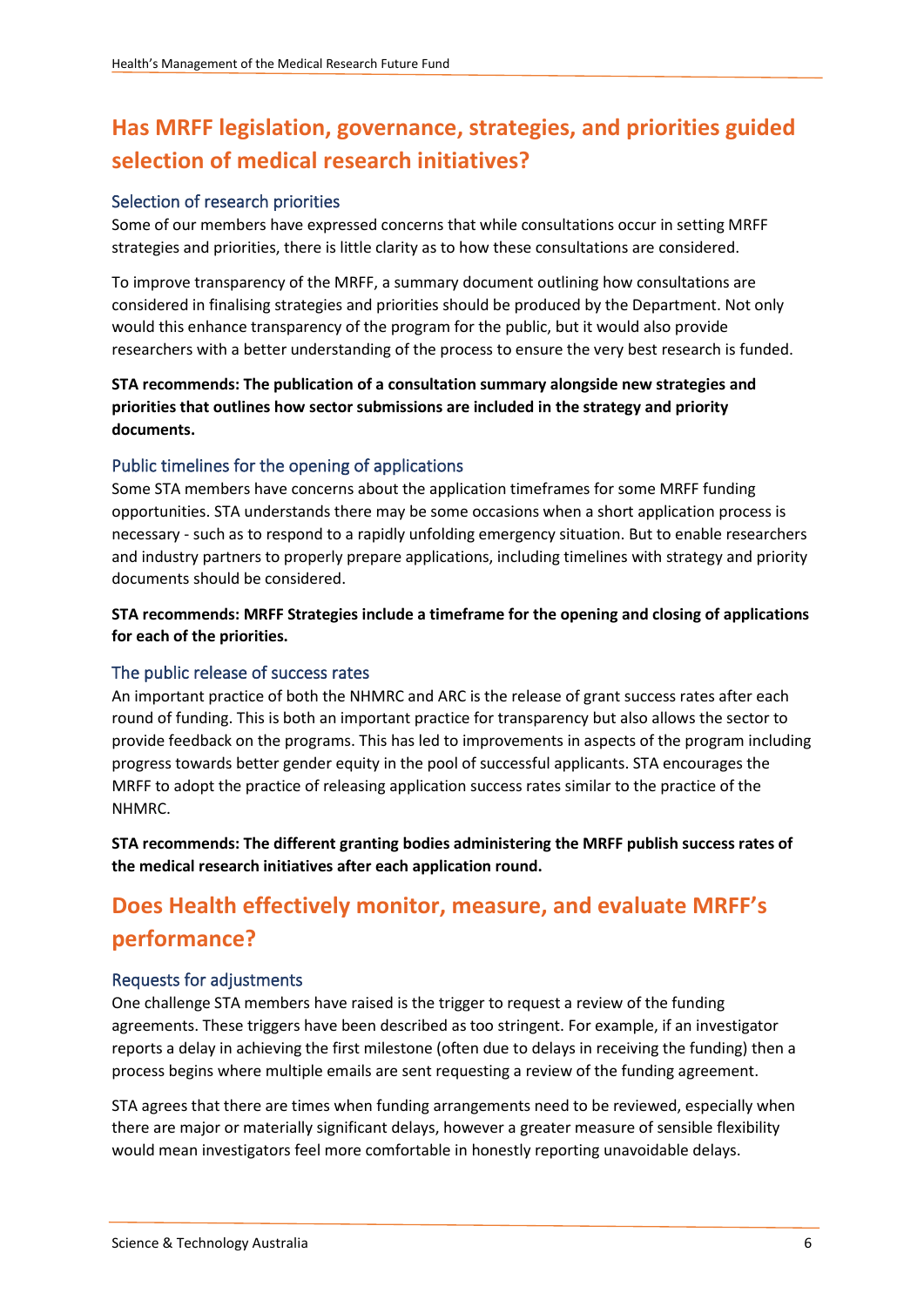## Has MRFF legislation, governance, strategies, and priorities guided selection of medical research initiatives?

### Selection of research priorities

Some of our members have expressed concerns that while consultations occur in setting MRFF strategies and priorities, there is little clarity as to how these consultations are considered.

To improve transparency of the MRFF, a summary document outlining how consultations are considered in finalising strategies and priorities should be produced by the Department. Not only would this enhance transparency of the program for the public, but it would also provide researchers with a better understanding of the process to ensure the very best research is funded.

**STA recommends: The publication of a consultation summary alongside new strategies and priorities that outlines how sector submissions are included in the strategy and priority documents.**

### Public timelines for the opening of applications

Some STA members have concerns about the application timeframes for some MRFF funding opportunities. STA understands there may be some occasions when a short application process is necessary - such as to respond to a rapidly unfolding emergency situation. But to enable researchers and industry partners to properly prepare applications, including timelines with strategy and priority documents should be considered.

**STA recommends: MRFF Strategies include a timeframe for the opening and closing of applications for each of the priorities.**

### The public release of success rates

An important practice of both the NHMRC and ARC is the release of grant success rates after each round of funding. This is both an important practice for transparency but also allows the sector to provide feedback on the programs. This has led to improvements in aspects of the program including progress towards better gender equity in the pool of successful applicants. STA encourages the MRFF to adopt the practice of releasing application success rates similar to the practice of the NHMRC.

**STA recommends: The different granting bodies administering the MRFF publish success rates of the medical research initiatives after each application round.**

## Does Health effectively monitor, measure, and evaluate MRFF's performance?

### Requests for adjustments

One challenge STA members have raised is the trigger to request a review of the funding agreements. These triggers have been described as too stringent. For example, if an investigator reports a delay in achieving the first milestone (often due to delays in receiving the funding) then a process begins where multiple emails are sent requesting a review of the funding agreement.

STA agrees that there are times when funding arrangements need to be reviewed, especially when there are major or materially significant delays, however a greater measure of sensible flexibility would mean investigators feel more comfortable in honestly reporting unavoidable delays.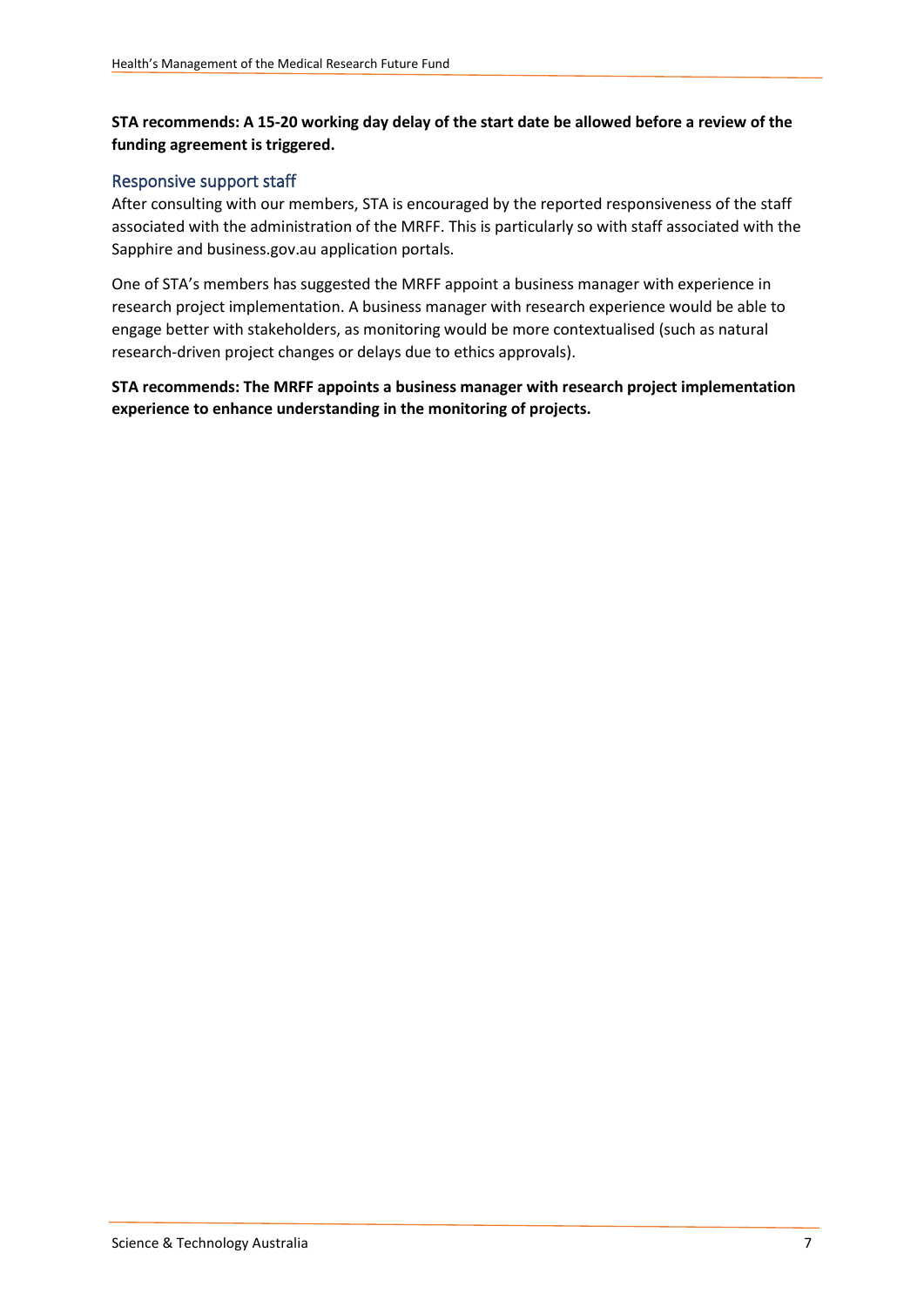**STA recommends: A 15-20 working day delay of the start date be allowed before a review of the funding agreement is triggered.**

### Responsive support staff

After consulting with our members, STA is encouraged by the reported responsiveness of the staff associated with the administration of the MRFF. This is particularly so with staff associated with the Sapphire and business.gov.au application portals.

One of STA's members has suggested the MRFF appoint a business manager with experience in research project implementation. A business manager with research experience would be able to engage better with stakeholders, as monitoring would be more contextualised (such as natural research-driven project changes or delays due to ethics approvals).

**STA recommends: The MRFF appoints a business manager with research project implementation experience to enhance understanding in the monitoring of projects.**